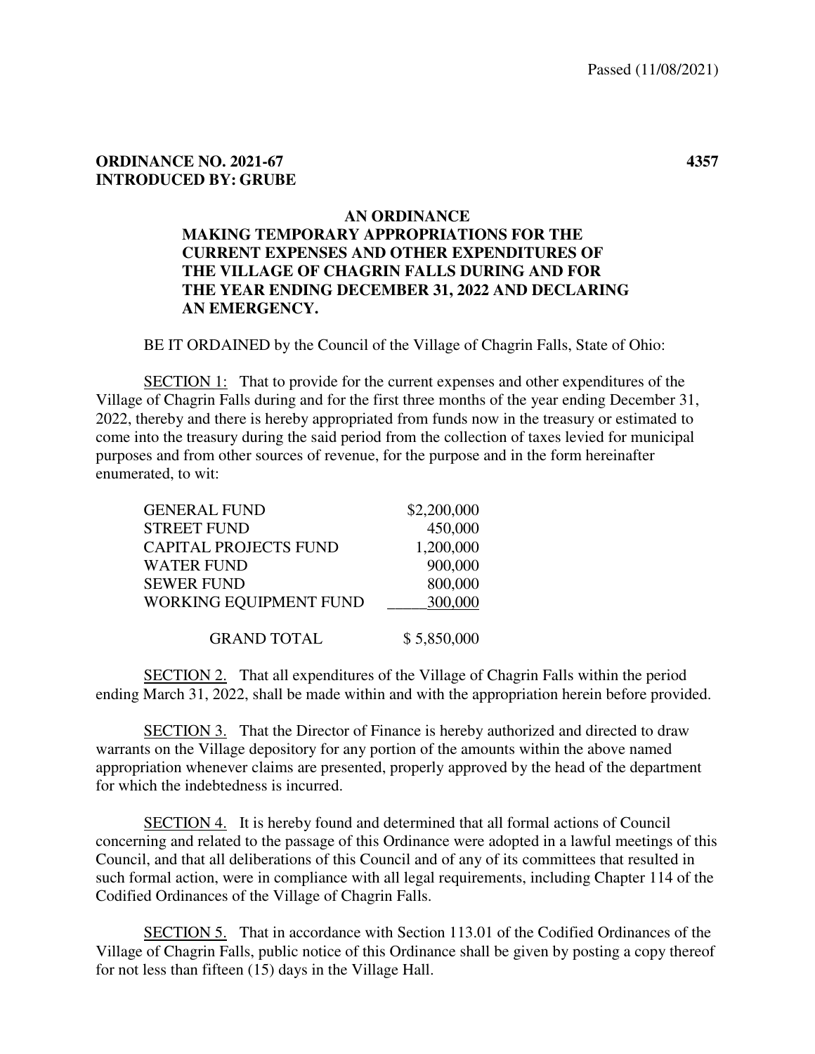Passed (11/08/2021)

**ORDINANCE NO. 2021-67** **4357**
**INTRODUCED BY: GRUBE**

**AN ORDINANCE**
**MAKING TEMPORARY APPROPRIATIONS FOR THE CURRENT EXPENSES AND OTHER EXPENDITURES OF THE VILLAGE OF CHAGRIN FALLS DURING AND FOR THE YEAR ENDING DECEMBER 31, 2022 AND DECLARING AN EMERGENCY.**

BE IT ORDAINED by the Council of the Village of Chagrin Falls, State of Ohio:

SECTION 1: That to provide for the current expenses and other expenditures of the Village of Chagrin Falls during and for the first three months of the year ending December 31, 2022, thereby and there is hereby appropriated from funds now in the treasury or estimated to come into the treasury during the said period from the collection of taxes levied for municipal purposes and from other sources of revenue, for the purpose and in the form hereinafter enumerated, to wit:

| | |
|---|---|
| GENERAL FUND | $2,200,000 |
| STREET FUND | 450,000 |
| CAPITAL PROJECTS FUND | 1,200,000 |
| WATER FUND | 900,000 |
| SEWER FUND | 800,000 |
| WORKING EQUIPMENT FUND | 300,000 |
| GRAND TOTAL | $ 5,850,000 |

SECTION 2. That all expenditures of the Village of Chagrin Falls within the period ending March 31, 2022, shall be made within and with the appropriation herein before provided.

SECTION 3. That the Director of Finance is hereby authorized and directed to draw warrants on the Village depository for any portion of the amounts within the above named appropriation whenever claims are presented, properly approved by the head of the department for which the indebtedness is incurred.

SECTION 4. It is hereby found and determined that all formal actions of Council concerning and related to the passage of this Ordinance were adopted in a lawful meetings of this Council, and that all deliberations of this Council and of any of its committees that resulted in such formal action, were in compliance with all legal requirements, including Chapter 114 of the Codified Ordinances of the Village of Chagrin Falls.

SECTION 5. That in accordance with Section 113.01 of the Codified Ordinances of the Village of Chagrin Falls, public notice of this Ordinance shall be given by posting a copy thereof for not less than fifteen (15) days in the Village Hall.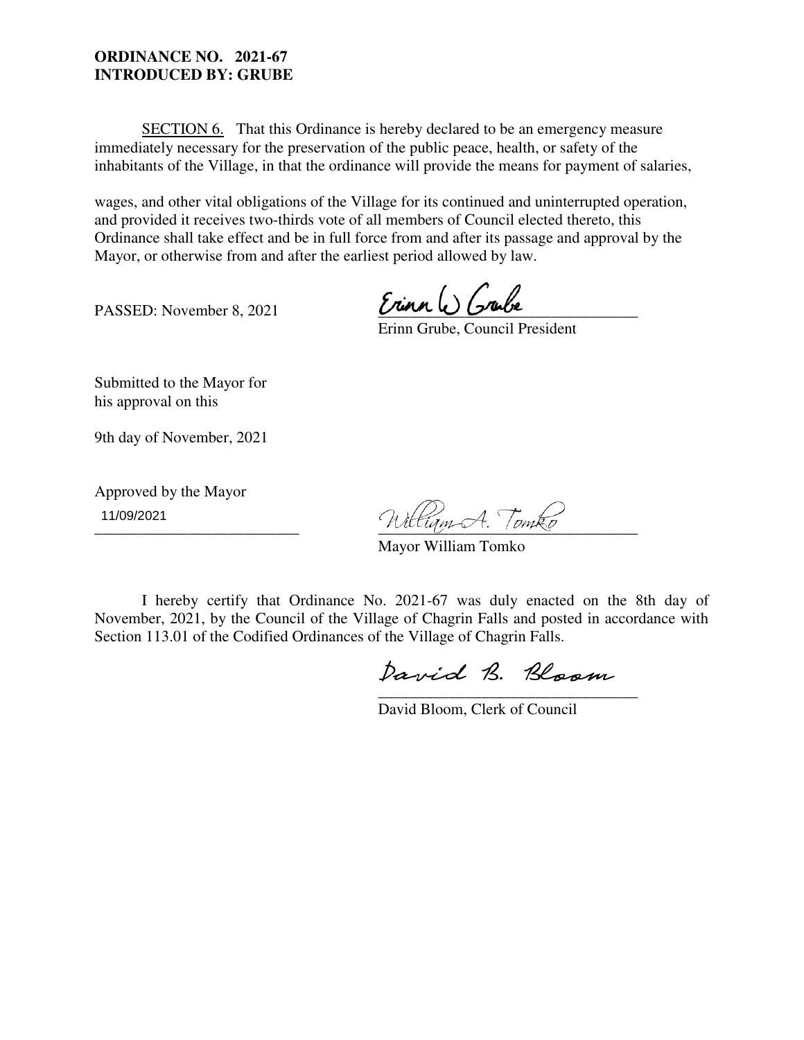**ORDINANCE NO. 2021-67**
**INTRODUCED BY: GRUBE**

SECTION 6. That this Ordinance is hereby declared to be an emergency measure immediately necessary for the preservation of the public peace, health, or safety of the inhabitants of the Village, in that the ordinance will provide the means for payment of salaries,

wages, and other vital obligations of the Village for its continued and uninterrupted operation, and provided it receives two-thirds vote of all members of Council elected thereto, this Ordinance shall take effect and be in full force from and after its passage and approval by the Mayor, or otherwise from and after the earliest period allowed by law.

PASSED: November 8, 2021

Erinn W Grube
Erinn Grube, Council President

Submitted to the Mayor for his approval on this

9th day of November, 2021

Approved by the Mayor

11/09/2021

William A. Tomko
Mayor William Tomko

I hereby certify that Ordinance No. 2021-67 was duly enacted on the 8th day of November, 2021, by the Council of the Village of Chagrin Falls and posted in accordance with Section 113.01 of the Codified Ordinances of the Village of Chagrin Falls.

David B. Bloom
David Bloom, Clerk of Council